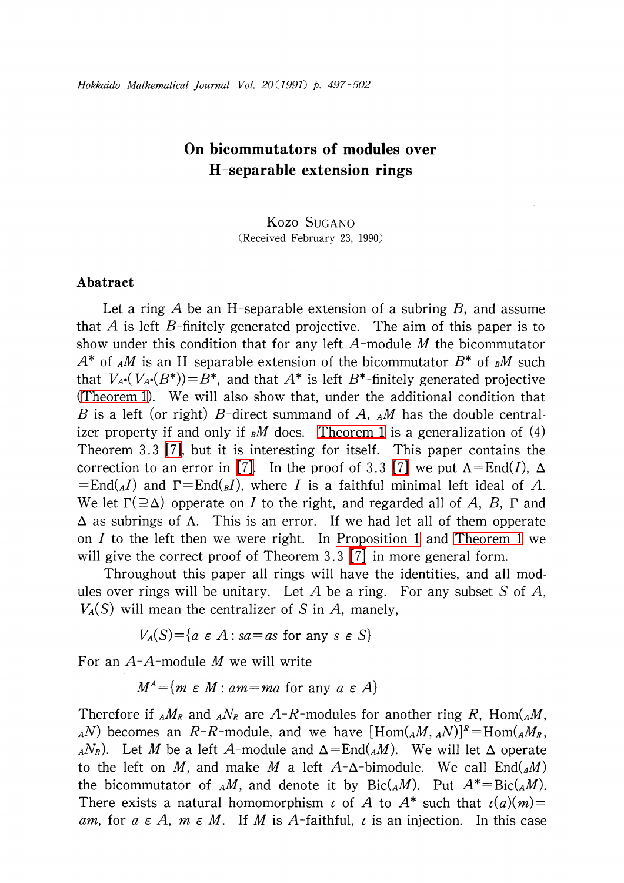# On bicommutators of modules over H-separable extension rings

Kozo SUGANO

(Received February 23, 1990)

## Abatract

Let a ring $A$ be an H-separable extension of a subring $B$, and assume that $A$ is left $B$-finitely generated projective. The aim of this paper is to show under this condition that for any left $A$-module $M$ the bicommutator $A^*$ of ${}_AM$ is an H-separable extension of the bicommutator $B^*$ of ${}_BM$ such that $V_{A^*}(V_{A^*}(B^*))=B^*$, and that $A^*$ is left $B^*$-finitely generated projective (Theorem 1). We will also show that, under the additional condition that $B$ is a left (or right) $B$-direct summand of $A$, ${}_AM$ has the double centralizer property if and only if ${}_BM$ does. Theorem 1 is a generalization of (4) Theorem 3.3 [7], but it is interesting for itself. This paper contains the correction to an error in [7]. In the proof of 3.3 [7] we put $\Lambda=\mathrm{End}(I)$, $\Delta=\mathrm{End}({}_AI)$ and $\Gamma=\mathrm{End}({}_BI)$, where $I$ is a faithful minimal left ideal of $A$. We let $\Gamma(\supseteq\Delta)$ opperate on $I$ to the right, and regarded all of $A$, $B$, $\Gamma$ and $\Delta$ as subrings of $\Lambda$. This is an error. If we had let all of them opperate on $I$ to the left then we were right. In Proposition 1 and Theorem 1 we will give the correct proof of Theorem 3.3 [7] in more general form.

Throughout this paper all rings will have the identities, and all modules over rings will be unitary. Let $A$ be a ring. For any subset $S$ of $A$, $V_A(S)$ will mean the centralizer of $S$ in $A$, manely,

$$V_A(S)=\{a \in A : sa=as \text{ for any } s \in S\}$$

For an $A$-$A$-module $M$ we will write

$$M^A=\{m \in M : am=ma \text{ for any } a \in A\}$$

Therefore if ${}_AM_R$ and ${}_AN_R$ are $A$-$R$-modules for another ring $R$, $\mathrm{Hom}({}_AM, {}_AN)$ becomes an $R$-$R$-module, and we have $[\mathrm{Hom}({}_AM, {}_AN)]^R=\mathrm{Hom}({}_AM_R, {}_AN_R)$. Let $M$ be a left $A$-module and $\Delta=\mathrm{End}({}_AM)$. We will let $\Delta$ operate to the left on $M$, and make $M$ a left $A$-$\Delta$-bimodule. We call $\mathrm{End}({}_\Delta M)$ the bicommutator of ${}_AM$, and denote it by $\mathrm{Bic}({}_AM)$. Put $A^*=\mathrm{Bic}({}_AM)$. There exists a natural homomorphism $\iota$ of $A$ to $A^*$ such that $\iota(a)(m)=am$, for $a \in A$, $m \in M$. If $M$ is $A$-faithful, $\iota$ is an injection. In this case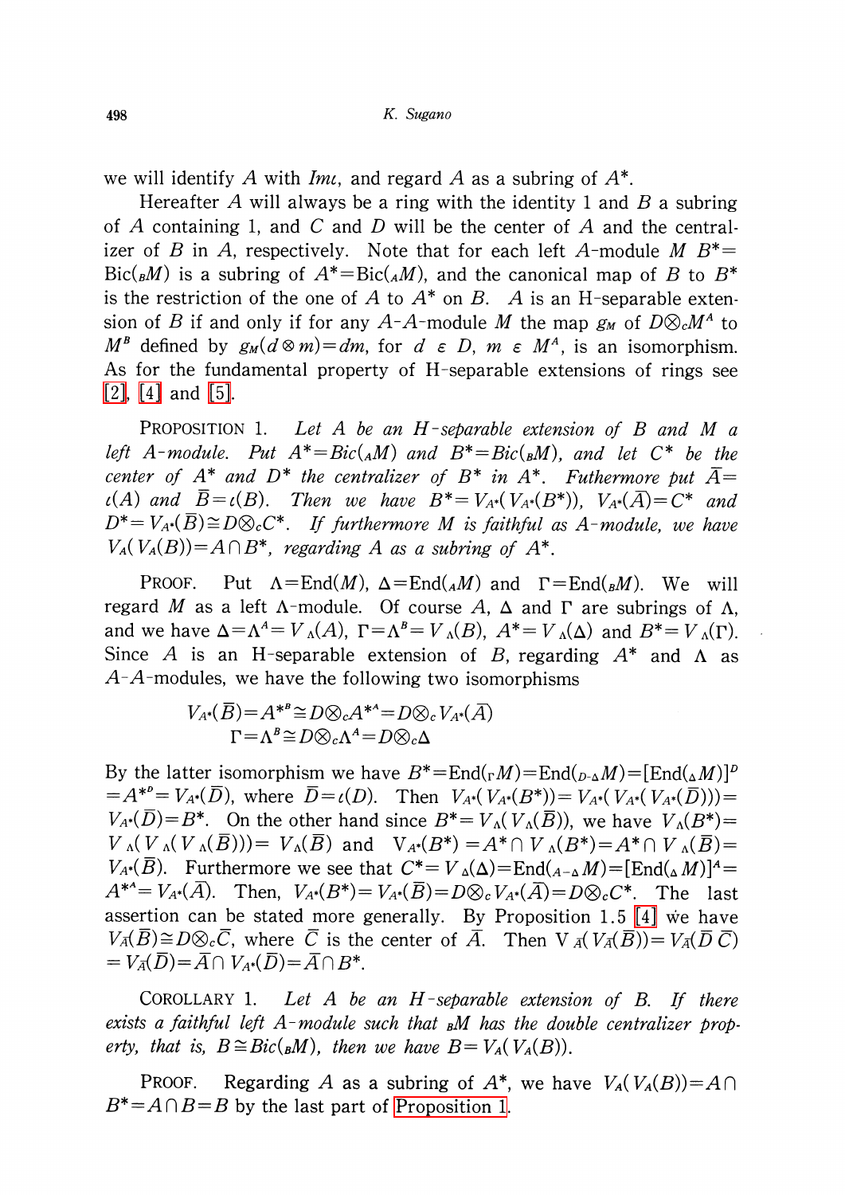we will identify $A$ with $Im\iota$, and regard $A$ as a subring of $A^*$.

Hereafter $A$ will always be a ring with the identity 1 and $B$ a subring of $A$ containing 1, and $C$ and $D$ will be the center of $A$ and the centralizer of $B$ in $A$, respectively. Note that for each left $A$-module $M$ $B^*=\mathrm{Bic}({}_BM)$ is a subring of $A^*=\mathrm{Bic}({}_AM)$, and the canonical map of $B$ to $B^*$ is the restriction of the one of $A$ to $A^*$ on $B$. $A$ is an H-separable extension of $B$ if and only if for any $A$-$A$-module $M$ the map $g_M$ of $D\otimes_C M^A$ to $M^B$ defined by $g_M(d\otimes m)=dm$, for $d \in D$, $m \in M^A$, is an isomorphism. As for the fundamental property of H-separable extensions of rings see [2], [4] and [5].

PROPOSITION 1. *Let $A$ be an H-separable extension of $B$ and $M$ a left $A$-module. Put $A^*=Bic({}_AM)$ and $B^*=Bic({}_BM)$, and let $C^*$ be the center of $A^*$ and $D^*$ the centralizer of $B^*$ in $A^*$. Futhermore put $\bar{A}=\iota(A)$ and $\bar{B}=\iota(B)$. Then we have $B^*=V_{A^*}(V_{A^*}(B^*))$, $V_{A^*}(\bar{A})=C^*$ and $D^*=V_{A^*}(\bar{B})\cong D\otimes_C C^*$. If furthermore $M$ is faithful as $A$-module, we have $V_A(V_A(B))=A\cap B^*$, regarding $A$ as a subring of $A^*$.*

PROOF. Put $\Lambda=\mathrm{End}(M)$, $\Delta=\mathrm{End}({}_AM)$ and $\Gamma=\mathrm{End}({}_BM)$. We will regard $M$ as a left $\Lambda$-module. Of course $A$, $\Delta$ and $\Gamma$ are subrings of $\Lambda$, and we have $\Delta=\Lambda^A=V_\Lambda(A)$, $\Gamma=\Lambda^B=V_\Lambda(B)$, $A^*=V_\Lambda(\Delta)$ and $B^*=V_\Lambda(\Gamma)$. Since $A$ is an H-separable extension of $B$, regarding $A^*$ and $\Lambda$ as $A$-$A$-modules, we have the following two isomorphisms

$$V_{A^*}(\bar{B})=A^{*B}\cong D\otimes_C A^{*A}=D\otimes_C V_{A^*}(\bar{A})$$
$$\Gamma=\Lambda^B\cong D\otimes_C\Lambda^A=D\otimes_C\Delta$$

By the latter isomorphism we have $B^*=\mathrm{End}({}_\Gamma M)=\mathrm{End}({}_{D\text{-}\Delta}M)=[\mathrm{End}({}_\Delta M)]^D$ $=A^{*D}=V_{A^*}(\bar{D})$, where $\bar{D}=\iota(D)$. Then $V_{A^*}(V_{A^*}(B^*))=V_{A^*}(V_{A^*}(V_{A^*}(\bar{D})))=V_{A^*}(\bar{D})=B^*$. On the other hand since $B^*=V_\Lambda(V_\Lambda(\bar{B}))$, we have $V_\Lambda(B^*)=V_\Lambda(V_\Lambda(V_\Lambda(\bar{B})))=V_\Lambda(\bar{B})$ and $V_{A^*}(B^*)=A^*\cap V_\Lambda(B^*)=A^*\cap V_\Lambda(\bar{B})=V_{A^*}(\bar{B})$. Furthermore we see that $C^*=V_\Delta(\Delta)=\mathrm{End}({}_{A\text{-}\Delta}M)=[\mathrm{End}({}_\Delta M)]^A=A^{*A}=V_{A^*}(\bar{A})$. Then, $V_{A^*}(B^*)=V_{A^*}(\bar{B})=D\otimes_C V_{A^*}(\bar{A})=D\otimes_C C^*$. The last assertion can be stated more generally. By Proposition 1.5 [4] we have $V_{\bar{A}}(\bar{B})\cong D\otimes_C\bar{C}$, where $\bar{C}$ is the center of $\bar{A}$. Then $V_{\bar{A}}(V_{\bar{A}}(\bar{B}))=V_{\bar{A}}(\bar{D}\,\bar{C})$ $=V_{\bar{A}}(\bar{D})=\bar{A}\cap V_{A^*}(\bar{D})=\bar{A}\cap B^*$.

COROLLARY 1. *Let $A$ be an H-separable extension of $B$. If there exists a faithful left $A$-module such that ${}_BM$ has the double centralizer property, that is, $B\cong Bic({}_BM)$, then we have $B=V_A(V_A(B))$.*

PROOF. Regarding $A$ as a subring of $A^*$, we have $V_A(V_A(B))=A\cap B^*=A\cap B=B$ by the last part of Proposition 1.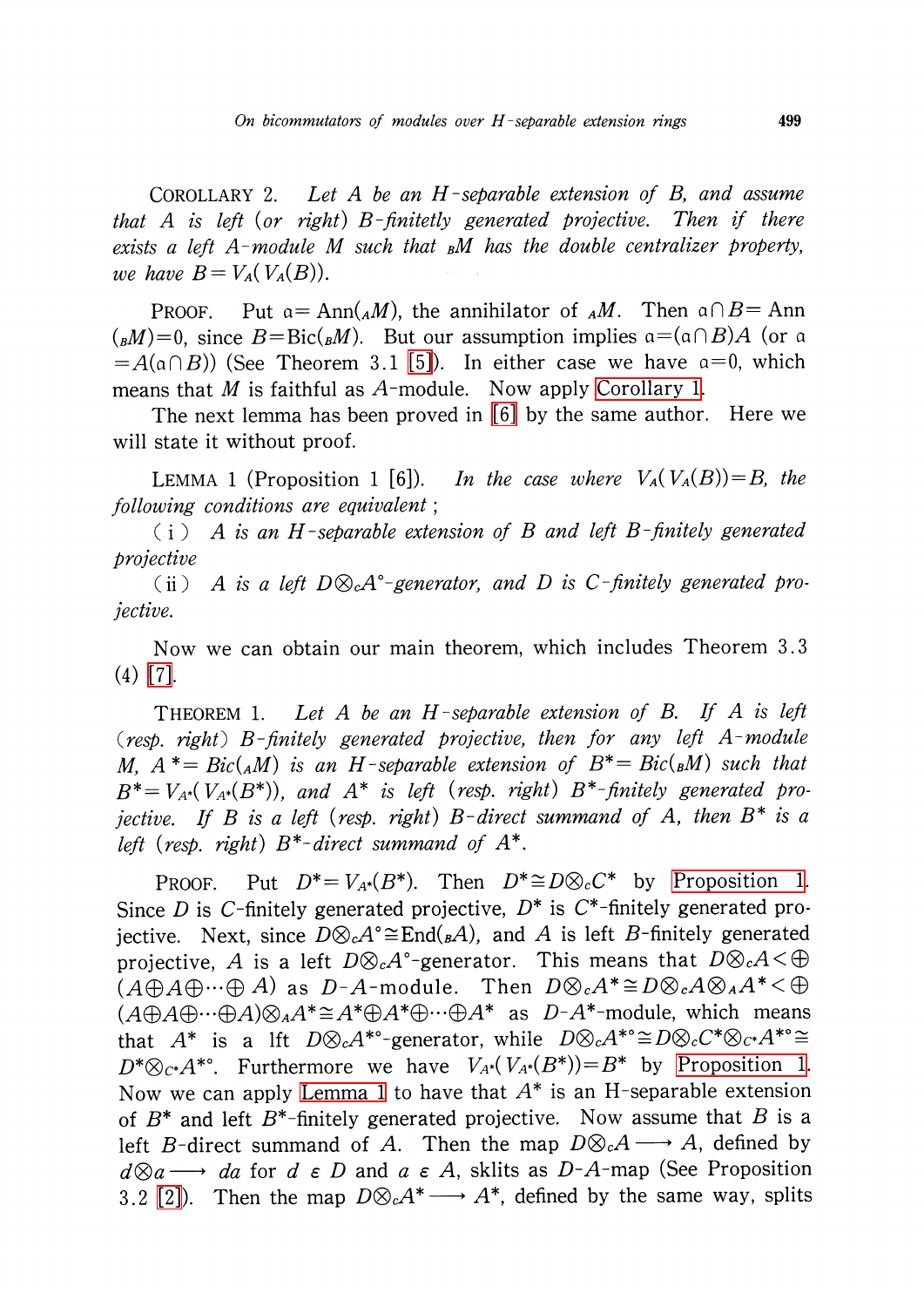COROLLARY 2. *Let $A$ be an $H$-separable extension of $B$, and assume that $A$ is left (or right) $B$-finitetly generated projective. Then if there exists a left $A$-module $M$ such that ${}_BM$ has the double centralizer property, we have $B = V_A(V_A(B))$.*

PROOF. Put $\mathfrak{a} = \mathrm{Ann}({}_AM)$, the annihilator of ${}_AM$. Then $\mathfrak{a} \cap B = \mathrm{Ann}({}_BM) = 0$, since $B = \mathrm{Bic}({}_BM)$. But our assumption implies $\mathfrak{a} = (\mathfrak{a} \cap B)A$ (or $\mathfrak{a} = A(\mathfrak{a} \cap B)$) (See Theorem 3.1 [5]). In either case we have $\mathfrak{a} = 0$, which means that $M$ is faithful as $A$-module. Now apply Corollary 1.

The next lemma has been proved in [6] by the same author. Here we will state it without proof.

LEMMA 1 (Proposition 1 [6]). *In the case where $V_A(V_A(B)) = B$, the following conditions are equivalent;*

(i) *$A$ is an $H$-separable extension of $B$ and left $B$-finitely generated projective*

(ii) *$A$ is a left $D \otimes_C A^\circ$-generator, and $D$ is $C$-finitely generated projective.*

Now we can obtain our main theorem, which includes Theorem 3.3 (4) [7].

THEOREM 1. *Let $A$ be an $H$-separable extension of $B$. If $A$ is left (resp. right) $B$-finitely generated projective, then for any left $A$-module $M$, $A^* = \mathrm{Bic}({}_AM)$ is an $H$-separable extension of $B^* = \mathrm{Bic}({}_BM)$ such that $B^* = V_{A^*}(V_{A^*}(B^*))$, and $A^*$ is left (resp. right) $B^*$-finitely generated projective. If $B$ is a left (resp. right) $B$-direct summand of $A$, then $B^*$ is a left (resp. right) $B^*$-direct summand of $A^*$.*

PROOF. Put $D^* = V_{A^*}(B^*)$. Then $D^* \cong D \otimes_C C^*$ by Proposition 1. Since $D$ is $C$-finitely generated projective, $D^*$ is $C^*$-finitely generated projective. Next, since $D \otimes_C A^\circ \cong \mathrm{End}({}_BA)$, and $A$ is left $B$-finitely generated projective, $A$ is a left $D \otimes_C A^\circ$-generator. This means that $D \otimes_C A < \oplus (A \oplus A \oplus \cdots \oplus A)$ as $D$-$A$-module. Then $D \otimes_C A^* \cong D \otimes_C A \otimes_A A^* < \oplus (A \oplus A \oplus \cdots \oplus A) \otimes_A A^* \cong A^* \oplus A^* \oplus \cdots \oplus A^*$ as $D$-$A^*$-module, which means that $A^*$ is a lft $D \otimes_C A^{*\circ}$-generator, while $D \otimes_C A^{*\circ} \cong D \otimes_C C^* \otimes_{C^*} A^{*\circ} \cong D^* \otimes_{C^*} A^{*\circ}$. Furthermore we have $V_{A^*}(V_{A^*}(B^*)) = B^*$ by Proposition 1. Now we can apply Lemma 1 to have that $A^*$ is an H-separable extension of $B^*$ and left $B^*$-finitely generated projective. Now assume that $B$ is a left $B$-direct summand of $A$. Then the map $D \otimes_C A \longrightarrow A$, defined by $d \otimes a \longrightarrow da$ for $d \in D$ and $a \in A$, sklits as $D$-$A$-map (See Proposition 3.2 [2]). Then the map $D \otimes_C A^* \longrightarrow A^*$, defined by the same way, splits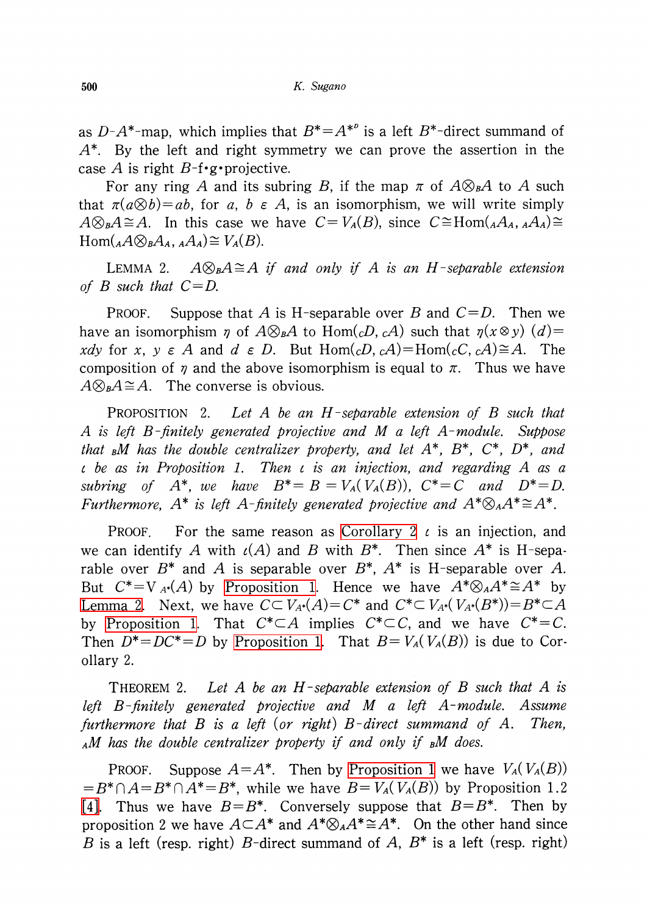as $D$-$A^*$-map, which implies that $B^*=A^{*^D}$ is a left $B^*$-direct summand of $A^*$. By the left and right symmetry we can prove the assertion in the case $A$ is right $B$-f•g•projective.

For any ring $A$ and its subring $B$, if the map $\pi$ of $A\otimes_B A$ to $A$ such that $\pi(a\otimes b)=ab$, for $a, b \in A$, is an isomorphism, we will write simply $A\otimes_B A\cong A$. In this case we have $C=V_A(B)$, since $C\cong \mathrm{Hom}({}_A A_A, {}_A A_A)\cong \mathrm{Hom}({}_A A\otimes_B A_A, {}_A A_A)\cong V_A(B)$.

LEMMA 2. *$A\otimes_B A\cong A$ if and only if $A$ is an H-separable extension of $B$ such that $C=D$.*

PROOF. Suppose that $A$ is H-separable over $B$ and $C=D$. Then we have an isomorphism $\eta$ of $A\otimes_B A$ to $\mathrm{Hom}({}_C D, {}_C A)$ such that $\eta(x\otimes y)(d)=xdy$ for $x, y \in A$ and $d \in D$. But $\mathrm{Hom}({}_C D, {}_C A)=\mathrm{Hom}({}_C C, {}_C A)\cong A$. The composition of $\eta$ and the above isomorphism is equal to $\pi$. Thus we have $A\otimes_B A\cong A$. The converse is obvious.

PROPOSITION 2. *Let $A$ be an H-separable extension of $B$ such that $A$ is left $B$-finitely generated projective and $M$ a left $A$-module. Suppose that ${}_B M$ has the double centralizer property, and let $A^*$, $B^*$, $C^*$, $D^*$, and $\iota$ be as in Proposition 1. Then $\iota$ is an injection, and regarding $A$ as a subring of $A^*$, we have $B^*=B=V_A(V_A(B))$, $C^*=C$ and $D^*=D$. Furthermore, $A^*$ is left $A$-finitely generated projective and $A^*\otimes_A A^*\cong A^*$.*

PROOF. For the same reason as Corollary 2 $\iota$ is an injection, and we can identify $A$ with $\iota(A)$ and $B$ with $B^*$. Then since $A^*$ is H-separable over $B^*$ and $A$ is separable over $B^*$, $A^*$ is H-separable over $A$. But $C^*=V_{A^*}(A)$ by Proposition 1. Hence we have $A^*\otimes_A A^*\cong A^*$ by Lemma 2. Next, we have $C\subset V_{A^*}(A)=C^*$ and $C^*\subset V_{A^*}(V_{A^*}(B^*))=B^*\subset A$ by Proposition 1. That $C^*\subset A$ implies $C^*\subset C$, and we have $C^*=C$. Then $D^*=DC^*=D$ by Proposition 1. That $B=V_A(V_A(B))$ is due to Corollary 2.

THEOREM 2. *Let $A$ be an H-separable extension of $B$ such that $A$ is left $B$-finitely generated projective and $M$ a left $A$-module. Assume furthermore that $B$ is a left (or right) $B$-direct summand of $A$. Then, ${}_A M$ has the double centralizer property if and only if ${}_B M$ does.*

PROOF. Suppose $A=A^*$. Then by Proposition 1 we have $V_A(V_A(B))=B^*\cap A=B^*\cap A^*=B^*$, while we have $B=V_A(V_A(B))$ by Proposition 1.2 [4]. Thus we have $B=B^*$. Conversely suppose that $B=B^*$. Then by proposition 2 we have $A\subset A^*$ and $A^*\otimes_A A^*\cong A^*$. On the other hand since $B$ is a left (resp. right) $B$-direct summand of $A$, $B^*$ is a left (resp. right)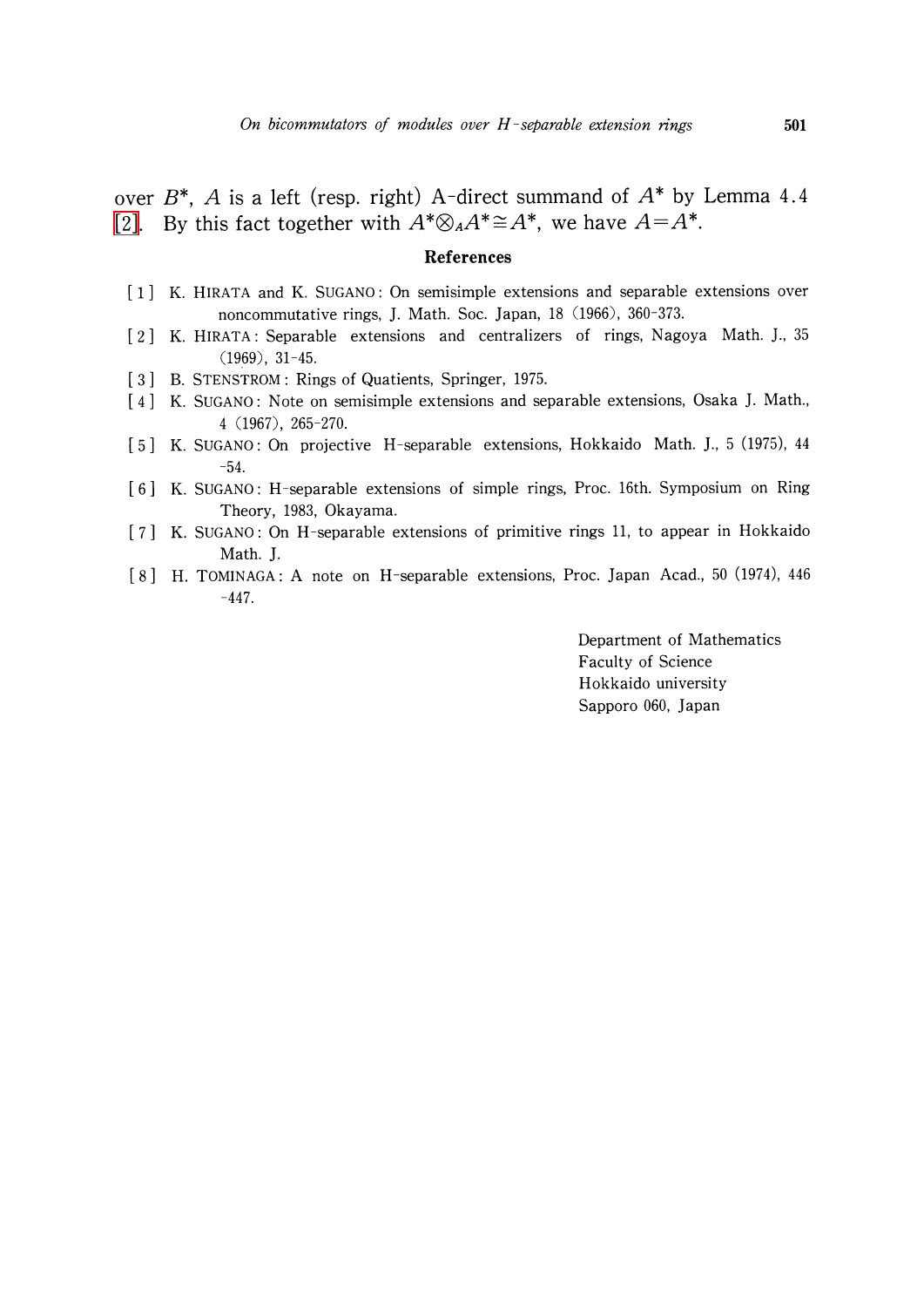over $B^*$, $A$ is a left (resp. right) A-direct summand of $A^*$ by Lemma 4.4 [2]. By this fact together with $A^* \otimes_A A^* \cong A^*$, we have $A = A^*$.

## References

[1] K. HIRATA and K. SUGANO: On semisimple extensions and separable extensions over noncommutative rings, J. Math. Soc. Japan, 18 (1966), 360-373.

[2] K. HIRATA: Separable extensions and centralizers of rings, Nagoya Math. J., 35 (1969), 31-45.

[3] B. STENSTROM: Rings of Quatients, Springer, 1975.

[4] K. SUGANO: Note on semisimple extensions and separable extensions, Osaka J. Math., 4 (1967), 265-270.

[5] K. SUGANO: On projective H-separable extensions, Hokkaido Math. J., 5 (1975), 44-54.

[6] K. SUGANO: H-separable extensions of simple rings, Proc. 16th. Symposium on Ring Theory, 1983, Okayama.

[7] K. SUGANO: On H-separable extensions of primitive rings 11, to appear in Hokkaido Math. J.

[8] H. TOMINAGA: A note on H-separable extensions, Proc. Japan Acad., 50 (1974), 446-447.

Department of Mathematics
Faculty of Science
Hokkaido university
Sapporo 060, Japan